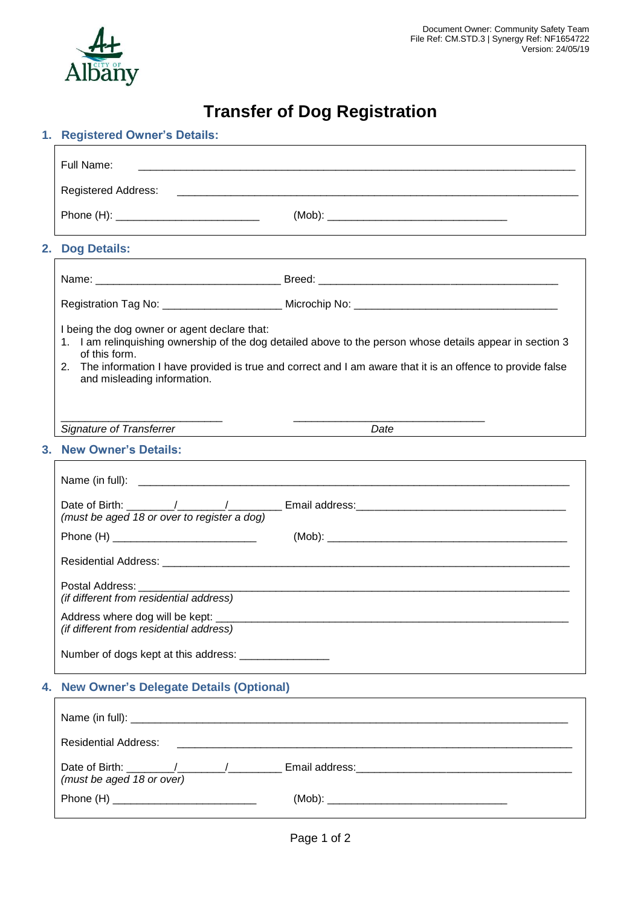Document Owner: Community Safety Team
File Ref: CM.STD.3 | Synergy Ref: NF1654722
Version: 24/05/19

# Transfer of Dog Registration

## 1. Registered Owner's Details:

Full Name: ______________________________________________

Registered Address: ______________________________________________

Phone (H): ________________________ (Mob): ______________________________

## 2. Dog Details:

Name: _______________________________ Breed: ________________________________________

Registration Tag No: ____________________ Microchip No: __________________________________

I being the dog owner or agent declare that:

1. I am relinquishing ownership of the dog detailed above to the person whose details appear in section 3 of this form.
2. The information I have provided is true and correct and I am aware that it is an offence to provide false and misleading information.

___________________________ ________________________________

*Signature of Transferrer* *Date*

## 3. New Owner's Details:

Name (in full): ______________________________________________

Date of Birth: ________/________/_________ Email address: ___________________________________

*(must be aged 18 or over to register a dog)*

Phone (H) ________________________ (Mob): ________________________________________

Residential Address: ______________________________________________

Postal Address: ______________________________________________

*(if different from residential address)*

Address where dog will be kept: ______________________________________________

*(if different from residential address)*

Number of dogs kept at this address: _______________

## 4. New Owner's Delegate Details (Optional)

Name (in full): ______________________________________________

Residential Address: ______________________________________________

Date of Birth: ________/________/_________ Email address: ____________________________________

*(must be aged 18 or over)*

Phone (H) ________________________ (Mob): ______________________________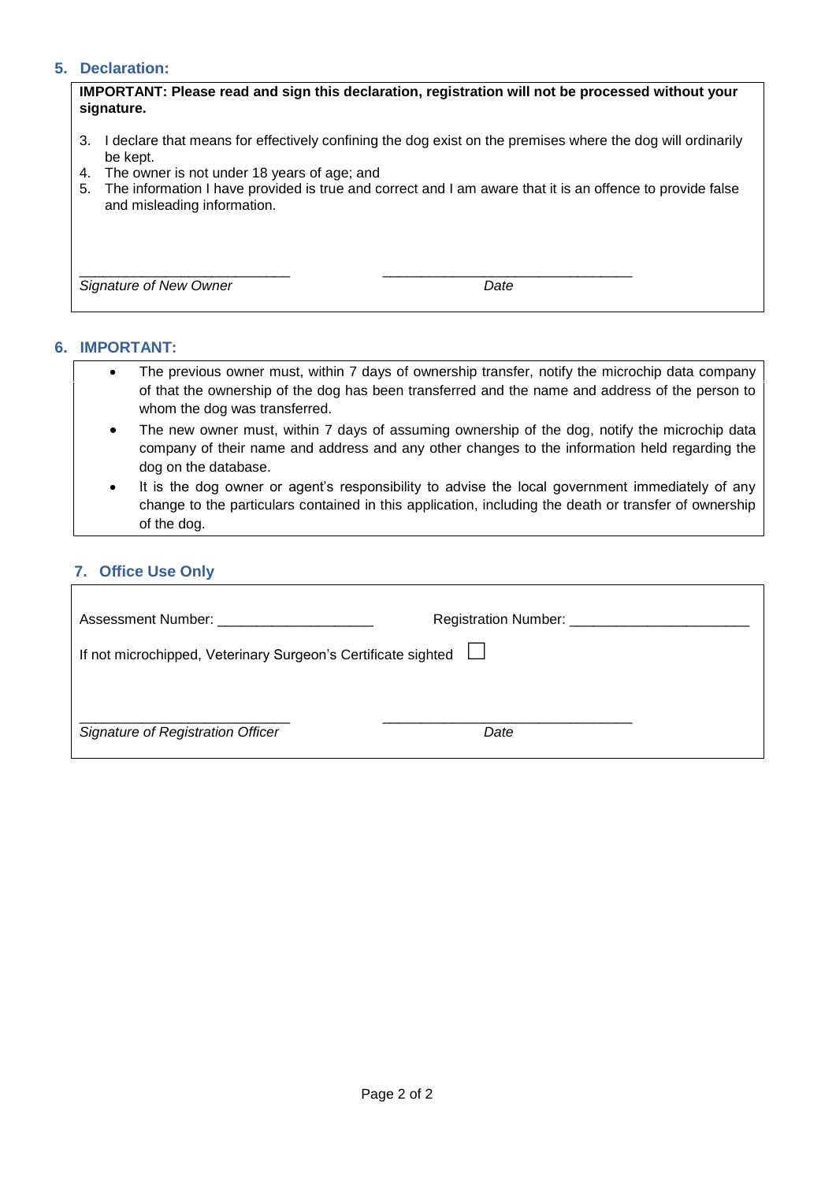## 5. Declaration:

**IMPORTANT: Please read and sign this declaration, registration will not be processed without your signature.**

3. I declare that means for effectively confining the dog exist on the premises where the dog will ordinarily be kept.
4. The owner is not under 18 years of age; and
5. The information I have provided is true and correct and I am aware that it is an offence to provide false and misleading information.

___________________________ ________________________________

*Signature of New Owner* *Date*

## 6. IMPORTANT:

- The previous owner must, within 7 days of ownership transfer, notify the microchip data company of that the ownership of the dog has been transferred and the name and address of the person to whom the dog was transferred.
- The new owner must, within 7 days of assuming ownership of the dog, notify the microchip data company of their name and address and any other changes to the information held regarding the dog on the database.
- It is the dog owner or agent's responsibility to advise the local government immediately of any change to the particulars contained in this application, including the death or transfer of ownership of the dog.

## 7. Office Use Only

Assessment Number: ____________________ Registration Number: _______________________

If not microchipped, Veterinary Surgeon's Certificate sighted ☐

___________________________ ________________________________

*Signature of Registration Officer* *Date*